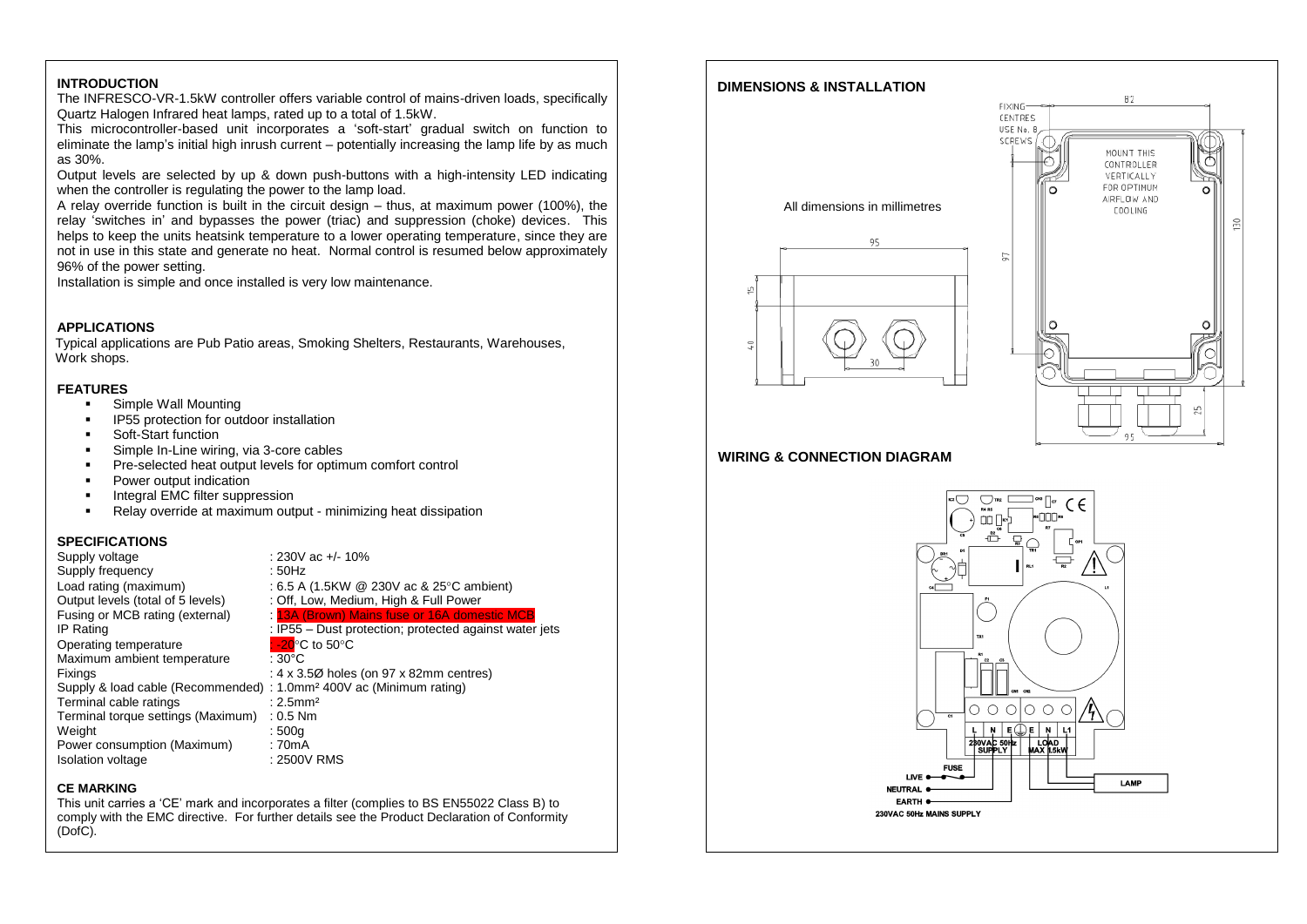## INTRODUCTION

The INFRESCO-VR-1.5kW controller offers variable control of mains-driven loads, specifically Quartz Halogen Infrared heat lamps, rated up to a total of 1.5kW.

This microcontroller-based unit incorporates a 'soft-start' gradual switch on function to eliminate the lamp's initial high inrush current – potentially increasing the lamp life by as much as 30%.

Output levels are selected by up & down push-buttons with a high-intensity LED indicating when the controller is regulating the power to the lamp load.

A relay override function is built in the circuit design – thus, at maximum power (100%), the relay 'switches in' and bypasses the power (triac) and suppression (choke) devices. This helps to keep the units heatsink temperature to a lower operating temperature, since they are not in use in this state and generate no heat. Normal control is resumed below approximately 96% of the power setting.

Installation is simple and once installed is very low maintenance.

## APPLICATIONS

Typical applications are Pub Patio areas, Smoking Shelters, Restaurants, Warehouses, Work shops.

## FEATURES

- Simple Wall Mounting
- IP55 protection for outdoor installation
- Soft-Start function
- Simple In-Line wiring, via 3-core cables
- Pre-selected heat output levels for optimum comfort control
- Power output indication
- Integral EMC filter suppression
- Relay override at maximum output - minimizing heat dissipation

## SPECIFICATIONS

| | |
|---|---|
| Supply voltage | : 230V ac +/- 10% |
| Supply frequency | : 50Hz |
| Load rating (maximum) | : 6.5 A (1.5KW @ 230V ac & 25°C ambient) |
| Output levels (total of 5 levels) | : Off, Low, Medium, High & Full Power |
| Fusing or MCB rating (external) | : 13A (Brown) Mains fuse or 16A domestic MCB |
| IP Rating | : IP55 – Dust protection; protected against water jets |
| Operating temperature | : -20°C to 50°C |
| Maximum ambient temperature | : 30°C |
| Fixings | : 4 x 3.5Ø holes (on 97 x 82mm centres) |
| Supply & load cable (Recommended) | : 1.0mm² 400V ac (Minimum rating) |
| Terminal cable ratings | : 2.5mm² |
| Terminal torque settings (Maximum) | : 0.5 Nm |
| Weight | : 500g |
| Power consumption (Maximum) | : 70mA |
| Isolation voltage | : 2500V RMS |

## CE MARKING

This unit carries a 'CE' mark and incorporates a filter (complies to BS EN55022 Class B) to comply with the EMC directive. For further details see the Product Declaration of Conformity (DofC).

## DIMENSIONS & INSTALLATION

All dimensions in millimetres

FIXING CENTRES USE No. 8 SCREWS

MOUNT THIS CONTROLLER VERTICALLY FOR OPTIMUM AIRFLOW AND COOLING

## WIRING & CONNECTION DIAGRAM

L N E E N L1

230VAC 50Hz SUPPLY

LOAD MAX 1.5kW

FUSE

LIVE

NEUTRAL

EARTH

LAMP

230VAC 50Hz MAINS SUPPLY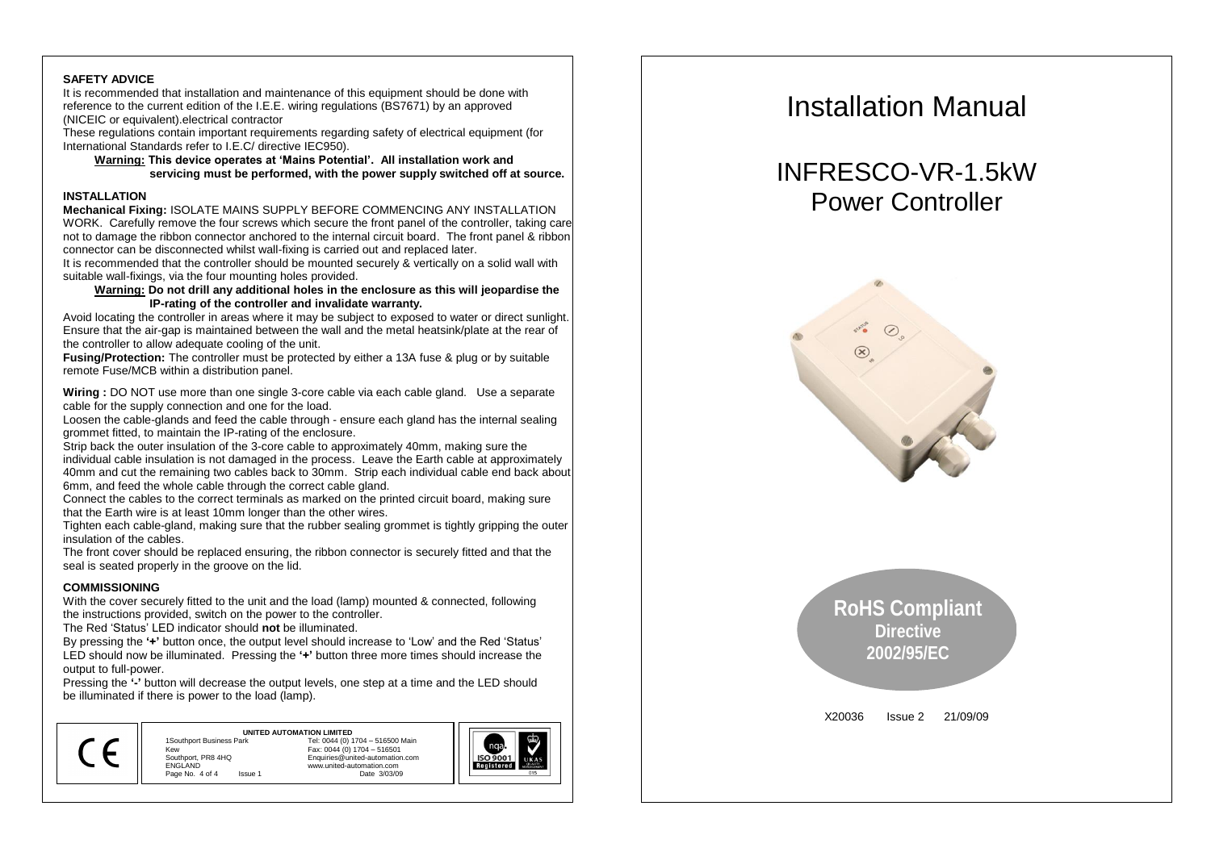**SAFETY ADVICE**

It is recommended that installation and maintenance of this equipment should be done with reference to the current edition of the I.E.E. wiring regulations (BS7671) by an approved (NICEIC or equivalent).electrical contractor

These regulations contain important requirements regarding safety of electrical equipment (for International Standards refer to I.E.C/ directive IEC950).

**Warning: This device operates at 'Mains Potential'. All installation work and servicing must be performed, with the power supply switched off at source.**

**INSTALLATION**

**Mechanical Fixing:** ISOLATE MAINS SUPPLY BEFORE COMMENCING ANY INSTALLATION WORK. Carefully remove the four screws which secure the front panel of the controller, taking care not to damage the ribbon connector anchored to the internal circuit board. The front panel & ribbon connector can be disconnected whilst wall-fixing is carried out and replaced later.

It is recommended that the controller should be mounted securely & vertically on a solid wall with suitable wall-fixings, via the four mounting holes provided.

**Warning: Do not drill any additional holes in the enclosure as this will jeopardise the IP-rating of the controller and invalidate warranty.**

Avoid locating the controller in areas where it may be subject to exposed to water or direct sunlight. Ensure that the air-gap is maintained between the wall and the metal heatsink/plate at the rear of the controller to allow adequate cooling of the unit.

**Fusing/Protection:** The controller must be protected by either a 13A fuse & plug or by suitable remote Fuse/MCB within a distribution panel.

**Wiring :** DO NOT use more than one single 3-core cable via each cable gland. Use a separate cable for the supply connection and one for the load.

Loosen the cable-glands and feed the cable through - ensure each gland has the internal sealing grommet fitted, to maintain the IP-rating of the enclosure.

Strip back the outer insulation of the 3-core cable to approximately 40mm, making sure the individual cable insulation is not damaged in the process. Leave the Earth cable at approximately 40mm and cut the remaining two cables back to 30mm. Strip each individual cable end back about 6mm, and feed the whole cable through the correct cable gland.

Connect the cables to the correct terminals as marked on the printed circuit board, making sure that the Earth wire is at least 10mm longer than the other wires.

Tighten each cable-gland, making sure that the rubber sealing grommet is tightly gripping the outer insulation of the cables.

The front cover should be replaced ensuring, the ribbon connector is securely fitted and that the seal is seated properly in the groove on the lid.

**COMMISSIONING**

With the cover securely fitted to the unit and the load (lamp) mounted & connected, following the instructions provided, switch on the power to the controller.

The Red 'Status' LED indicator should **not** be illuminated.

By pressing the **'+'** button once, the output level should increase to 'Low' and the Red 'Status' LED should now be illuminated. Pressing the **'+'** button three more times should increase the output to full-power.

Pressing the **'-'** button will decrease the output levels, one step at a time and the LED should be illuminated if there is power to the load (lamp).

**UNITED AUTOMATION LIMITED**

1Southport Business Park
Kew
Southport, PR8 4HQ
ENGLAND

Tel: 0044 (0) 1704 – 516500 Main
Fax: 0044 (0) 1704 – 516501
Enquiries@united-automation.com
www.united-automation.com

Issue 1 Date 3/03/09

# Installation Manual

## INFRESCO-VR-1.5kW Power Controller

**RoHS Compliant**
**Directive**
**2002/95/EC**

X20036 Issue 2 21/09/09